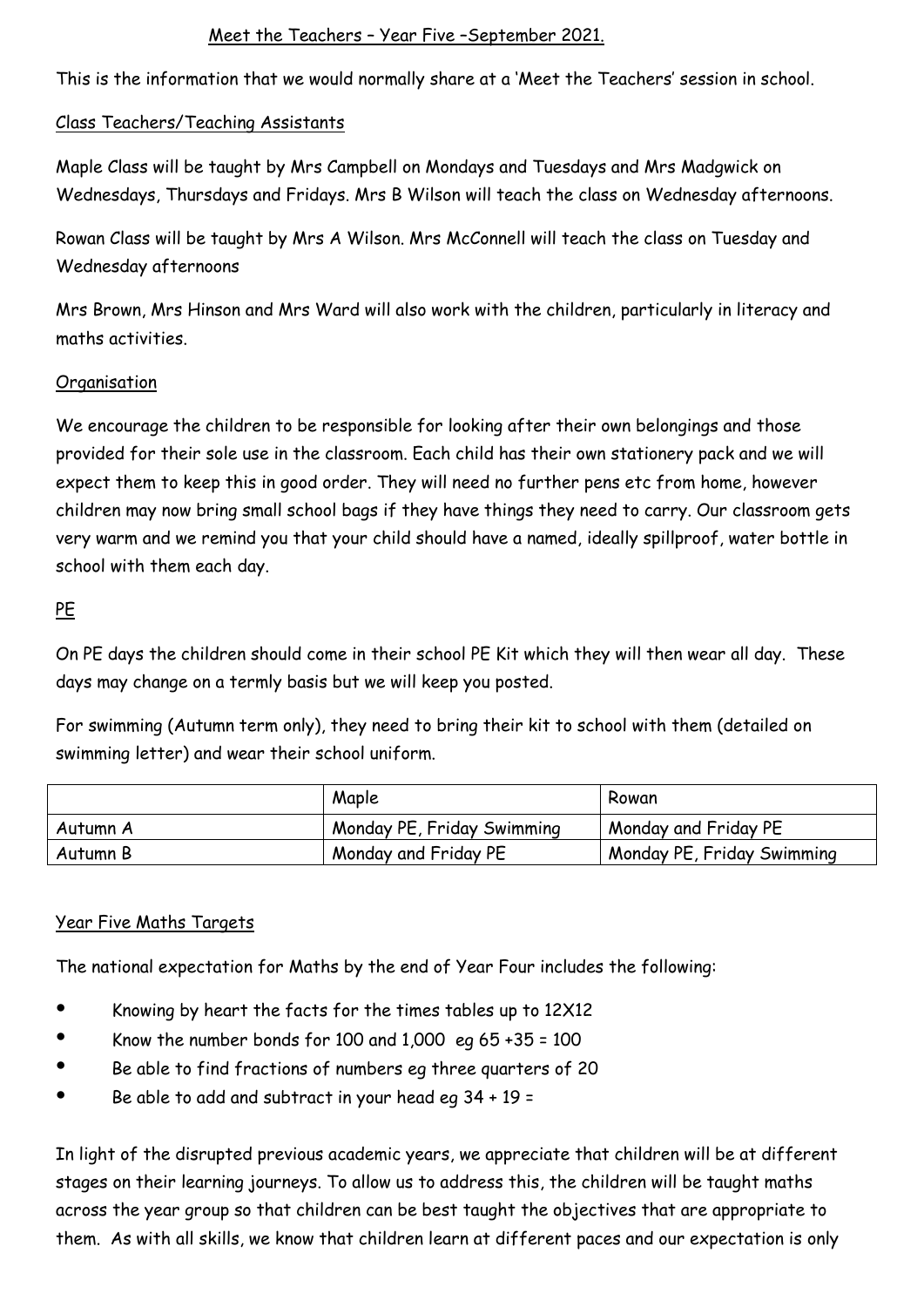# Meet the Teachers – Year Five –September 2021.

This is the information that we would normally share at a 'Meet the Teachers' session in school.

## Class Teachers/Teaching Assistants

Maple Class will be taught by Mrs Campbell on Mondays and Tuesdays and Mrs Madgwick on Wednesdays, Thursdays and Fridays. Mrs B Wilson will teach the class on Wednesday afternoons.

Rowan Class will be taught by Mrs A Wilson. Mrs McConnell will teach the class on Tuesday and Wednesday afternoons

Mrs Brown, Mrs Hinson and Mrs Ward will also work with the children, particularly in literacy and maths activities.

## Organisation

We encourage the children to be responsible for looking after their own belongings and those provided for their sole use in the classroom. Each child has their own stationery pack and we will expect them to keep this in good order. They will need no further pens etc from home, however children may now bring small school bags if they have things they need to carry. Our classroom gets very warm and we remind you that your child should have a named, ideally spillproof, water bottle in school with them each day.

## PE

On PE days the children should come in their school PE Kit which they will then wear all day. These days may change on a termly basis but we will keep you posted.

For swimming (Autumn term only), they need to bring their kit to school with them (detailed on swimming letter) and wear their school uniform.

| | Maple | Rowan |
|---|---|---|
| Autumn A | Monday PE, Friday Swimming | Monday and Friday PE |
| Autumn B | Monday and Friday PE | Monday PE, Friday Swimming |

## Year Five Maths Targets

The national expectation for Maths by the end of Year Four includes the following:

- Knowing by heart the facts for the times tables up to 12X12
- Know the number bonds for 100 and 1,000 eg 65 +35 = 100
- Be able to find fractions of numbers eg three quarters of 20
- Be able to add and subtract in your head eg 34 + 19 =

In light of the disrupted previous academic years, we appreciate that children will be at different stages on their learning journeys. To allow us to address this, the children will be taught maths across the year group so that children can be best taught the objectives that are appropriate to them. As with all skills, we know that children learn at different paces and our expectation is only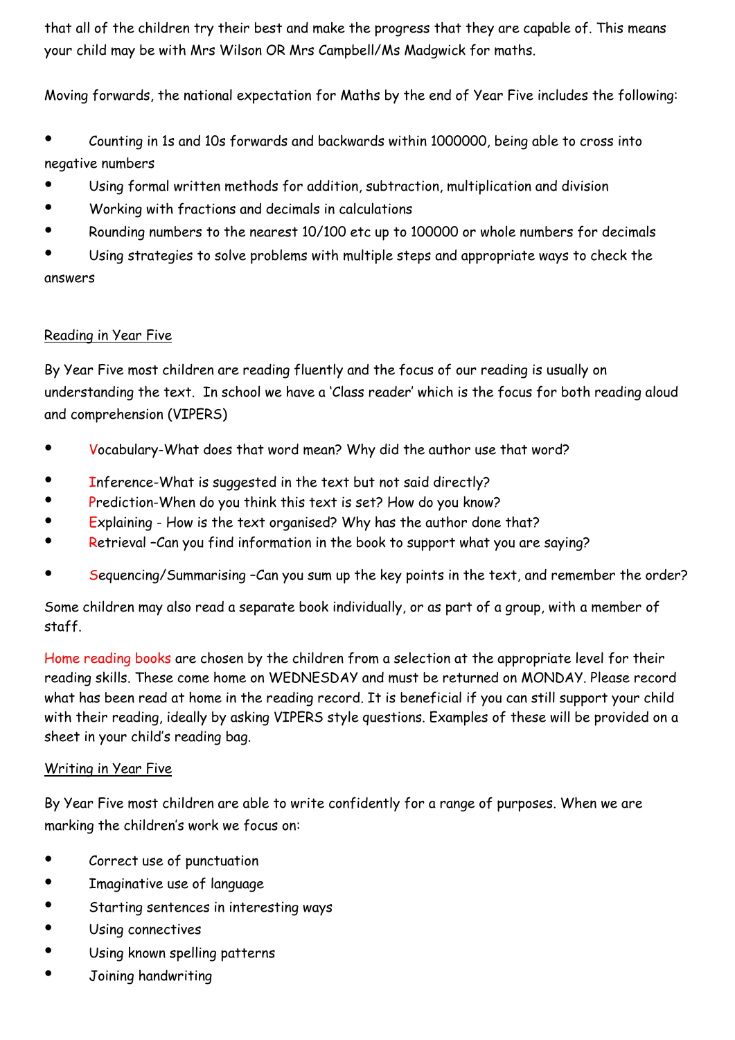that all of the children try their best and make the progress that they are capable of. This means your child may be with Mrs Wilson OR Mrs Campbell/Ms Madgwick for maths.

Moving forwards, the national expectation for Maths by the end of Year Five includes the following:

- Counting in 1s and 10s forwards and backwards within 1000000, being able to cross into negative numbers
- Using formal written methods for addition, subtraction, multiplication and division
- Working with fractions and decimals in calculations
- Rounding numbers to the nearest 10/100 etc up to 100000 or whole numbers for decimals
- Using strategies to solve problems with multiple steps and appropriate ways to check the answers

## Reading in Year Five

By Year Five most children are reading fluently and the focus of our reading is usually on understanding the text. In school we have a 'Class reader' which is the focus for both reading aloud and comprehension (VIPERS)

- Vocabulary-What does that word mean? Why did the author use that word?
- Inference-What is suggested in the text but not said directly?
- Prediction-When do you think this text is set? How do you know?
- Explaining - How is the text organised? Why has the author done that?
- Retrieval –Can you find information in the book to support what you are saying?
- Sequencing/Summarising –Can you sum up the key points in the text, and remember the order?

Some children may also read a separate book individually, or as part of a group, with a member of staff.

Home reading books are chosen by the children from a selection at the appropriate level for their reading skills. These come home on WEDNESDAY and must be returned on MONDAY. Please record what has been read at home in the reading record. It is beneficial if you can still support your child with their reading, ideally by asking VIPERS style questions. Examples of these will be provided on a sheet in your child's reading bag.

## Writing in Year Five

By Year Five most children are able to write confidently for a range of purposes. When we are marking the children's work we focus on:

- Correct use of punctuation
- Imaginative use of language
- Starting sentences in interesting ways
- Using connectives
- Using known spelling patterns
- Joining handwriting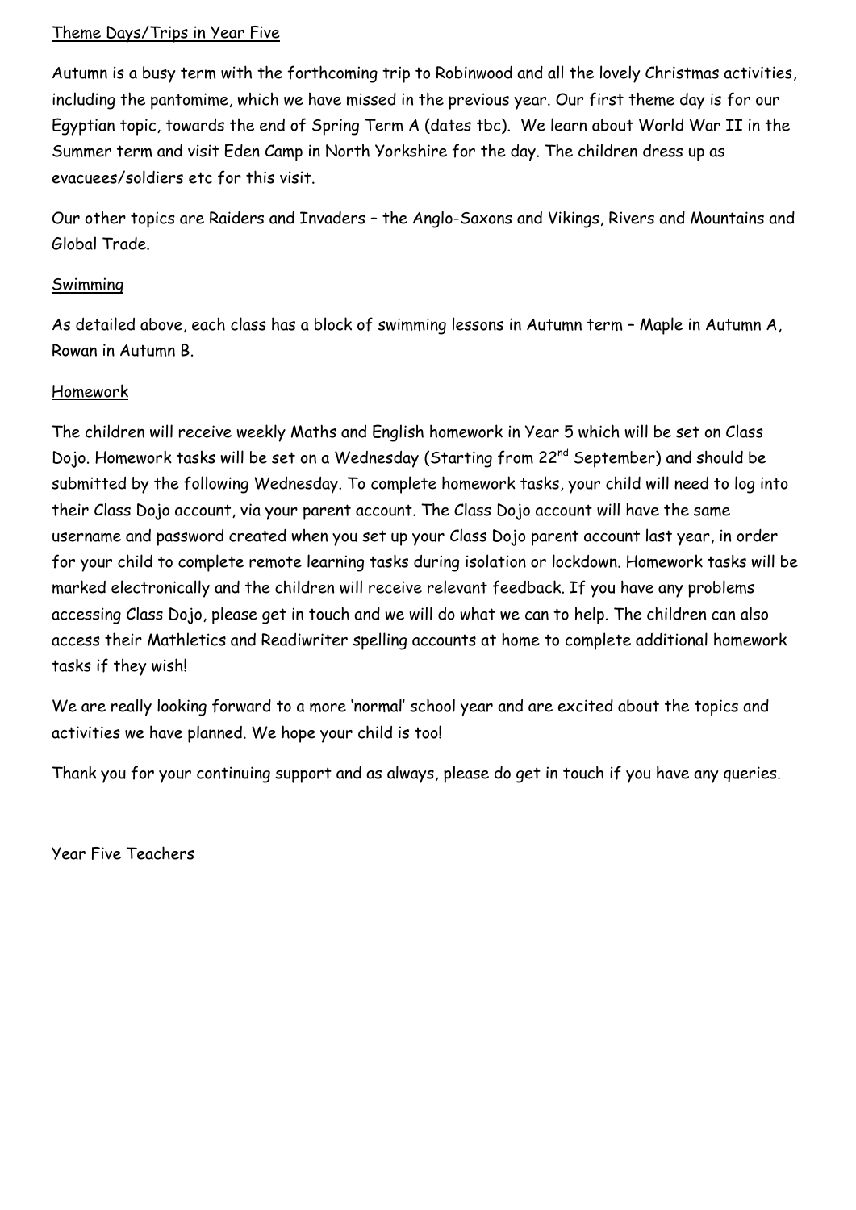## Theme Days/Trips in Year Five

Autumn is a busy term with the forthcoming trip to Robinwood and all the lovely Christmas activities, including the pantomime, which we have missed in the previous year. Our first theme day is for our Egyptian topic, towards the end of Spring Term A (dates tbc). We learn about World War II in the Summer term and visit Eden Camp in North Yorkshire for the day. The children dress up as evacuees/soldiers etc for this visit.

Our other topics are Raiders and Invaders – the Anglo-Saxons and Vikings, Rivers and Mountains and Global Trade.

## Swimming

As detailed above, each class has a block of swimming lessons in Autumn term – Maple in Autumn A, Rowan in Autumn B.

## Homework

The children will receive weekly Maths and English homework in Year 5 which will be set on Class Dojo. Homework tasks will be set on a Wednesday (Starting from 22nd September) and should be submitted by the following Wednesday. To complete homework tasks, your child will need to log into their Class Dojo account, via your parent account. The Class Dojo account will have the same username and password created when you set up your Class Dojo parent account last year, in order for your child to complete remote learning tasks during isolation or lockdown. Homework tasks will be marked electronically and the children will receive relevant feedback. If you have any problems accessing Class Dojo, please get in touch and we will do what we can to help. The children can also access their Mathletics and Readiwriter spelling accounts at home to complete additional homework tasks if they wish!

We are really looking forward to a more 'normal' school year and are excited about the topics and activities we have planned. We hope your child is too!

Thank you for your continuing support and as always, please do get in touch if you have any queries.

Year Five Teachers